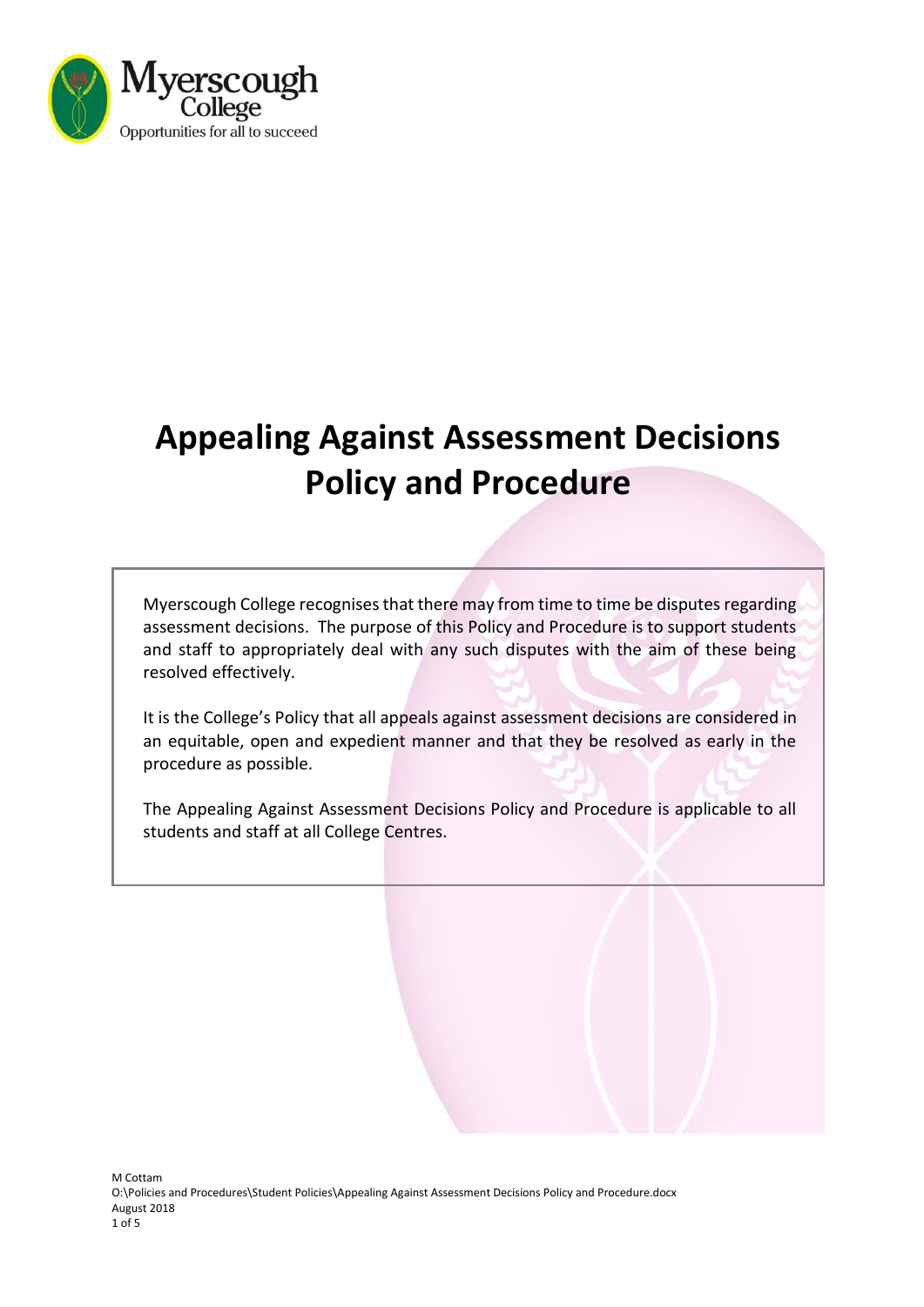Myerscough College
Opportunities for all to succeed

# Appealing Against Assessment Decisions Policy and Procedure

Myerscough College recognises that there may from time to time be disputes regarding assessment decisions. The purpose of this Policy and Procedure is to support students and staff to appropriately deal with any such disputes with the aim of these being resolved effectively.

It is the College's Policy that all appeals against assessment decisions are considered in an equitable, open and expedient manner and that they be resolved as early in the procedure as possible.

The Appealing Against Assessment Decisions Policy and Procedure is applicable to all students and staff at all College Centres.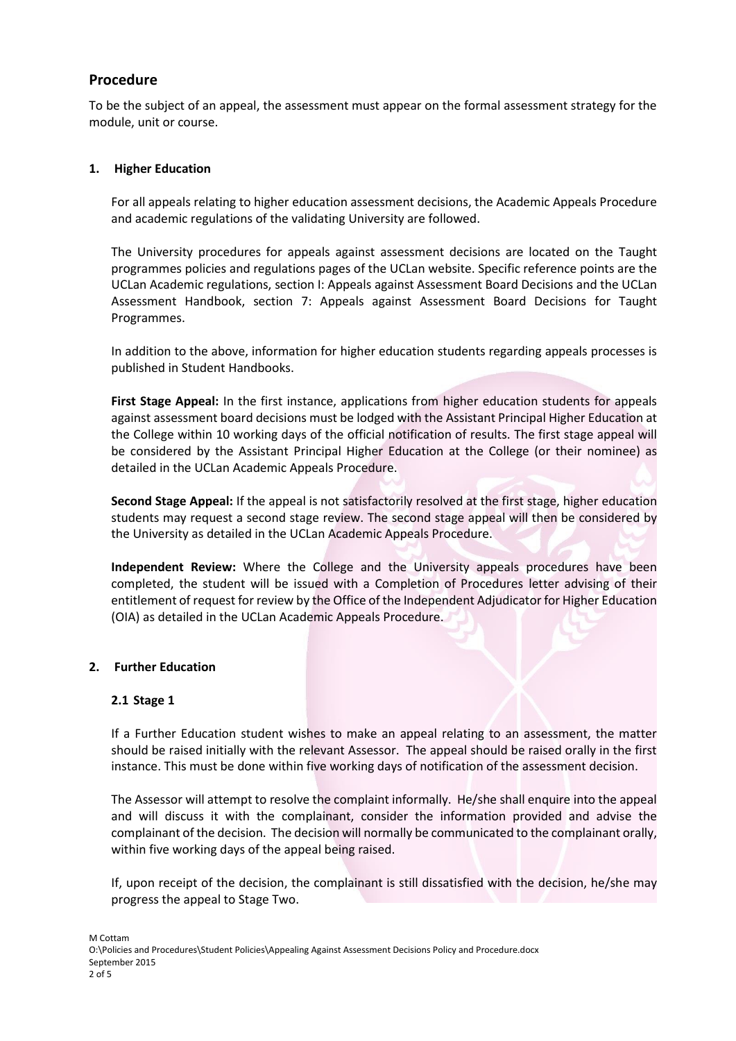## Procedure

To be the subject of an appeal, the assessment must appear on the formal assessment strategy for the module, unit or course.

### 1. Higher Education

For all appeals relating to higher education assessment decisions, the Academic Appeals Procedure and academic regulations of the validating University are followed.

The University procedures for appeals against assessment decisions are located on the Taught programmes policies and regulations pages of the UCLan website. Specific reference points are the UCLan Academic regulations, section I: Appeals against Assessment Board Decisions and the UCLan Assessment Handbook, section 7: Appeals against Assessment Board Decisions for Taught Programmes.

In addition to the above, information for higher education students regarding appeals processes is published in Student Handbooks.

**First Stage Appeal:** In the first instance, applications from higher education students for appeals against assessment board decisions must be lodged with the Assistant Principal Higher Education at the College within 10 working days of the official notification of results. The first stage appeal will be considered by the Assistant Principal Higher Education at the College (or their nominee) as detailed in the UCLan Academic Appeals Procedure.

**Second Stage Appeal:** If the appeal is not satisfactorily resolved at the first stage, higher education students may request a second stage review. The second stage appeal will then be considered by the University as detailed in the UCLan Academic Appeals Procedure.

**Independent Review:** Where the College and the University appeals procedures have been completed, the student will be issued with a Completion of Procedures letter advising of their entitlement of request for review by the Office of the Independent Adjudicator for Higher Education (OIA) as detailed in the UCLan Academic Appeals Procedure.

### 2. Further Education

#### 2.1 Stage 1

If a Further Education student wishes to make an appeal relating to an assessment, the matter should be raised initially with the relevant Assessor. The appeal should be raised orally in the first instance. This must be done within five working days of notification of the assessment decision.

The Assessor will attempt to resolve the complaint informally. He/she shall enquire into the appeal and will discuss it with the complainant, consider the information provided and advise the complainant of the decision. The decision will normally be communicated to the complainant orally, within five working days of the appeal being raised.

If, upon receipt of the decision, the complainant is still dissatisfied with the decision, he/she may progress the appeal to Stage Two.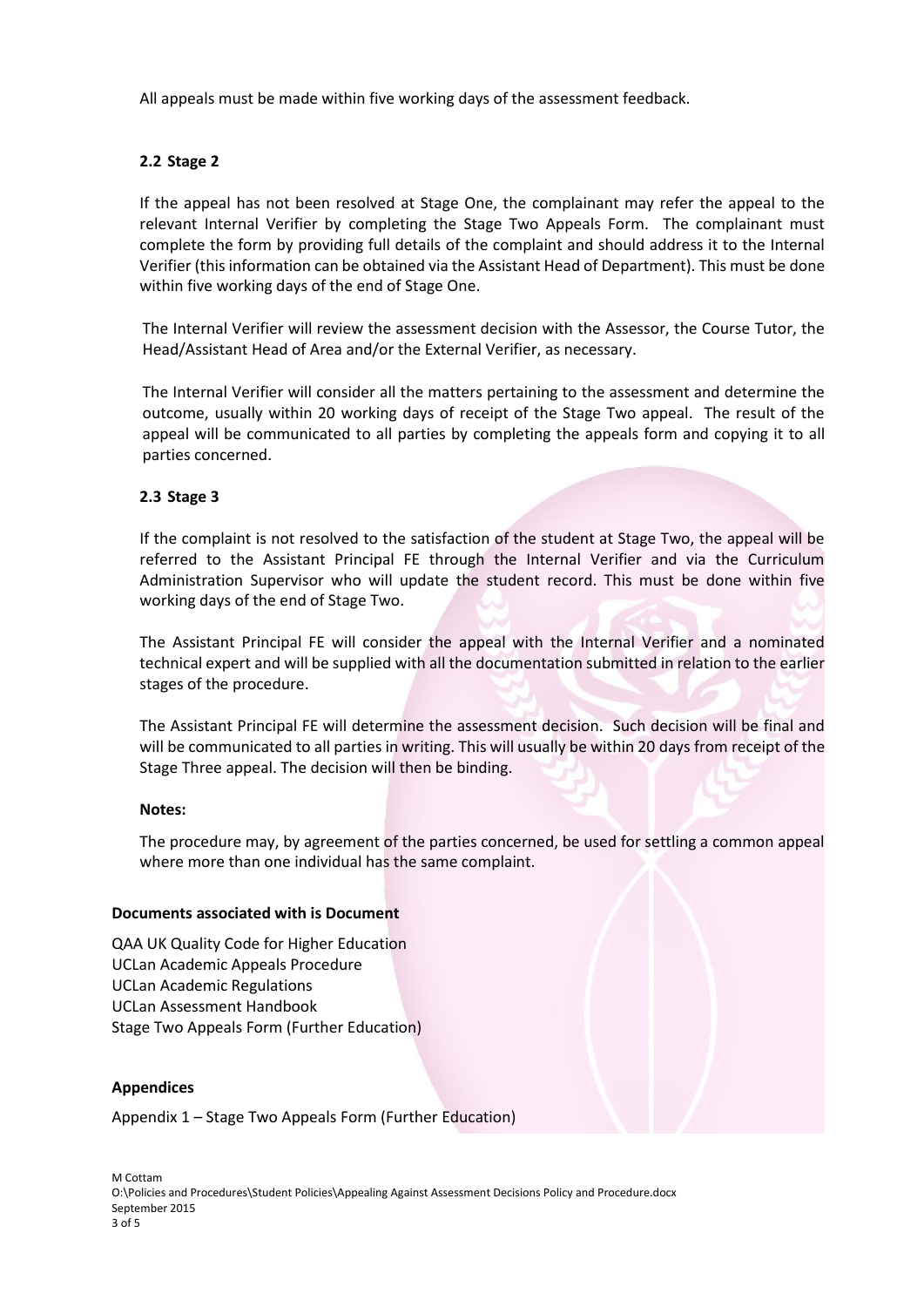All appeals must be made within five working days of the assessment feedback.

### 2.2 Stage 2

If the appeal has not been resolved at Stage One, the complainant may refer the appeal to the relevant Internal Verifier by completing the Stage Two Appeals Form. The complainant must complete the form by providing full details of the complaint and should address it to the Internal Verifier (this information can be obtained via the Assistant Head of Department). This must be done within five working days of the end of Stage One.

The Internal Verifier will review the assessment decision with the Assessor, the Course Tutor, the Head/Assistant Head of Area and/or the External Verifier, as necessary.

The Internal Verifier will consider all the matters pertaining to the assessment and determine the outcome, usually within 20 working days of receipt of the Stage Two appeal. The result of the appeal will be communicated to all parties by completing the appeals form and copying it to all parties concerned.

### 2.3 Stage 3

If the complaint is not resolved to the satisfaction of the student at Stage Two, the appeal will be referred to the Assistant Principal FE through the Internal Verifier and via the Curriculum Administration Supervisor who will update the student record. This must be done within five working days of the end of Stage Two.

The Assistant Principal FE will consider the appeal with the Internal Verifier and a nominated technical expert and will be supplied with all the documentation submitted in relation to the earlier stages of the procedure.

The Assistant Principal FE will determine the assessment decision. Such decision will be final and will be communicated to all parties in writing. This will usually be within 20 days from receipt of the Stage Three appeal. The decision will then be binding.

**Notes:**

The procedure may, by agreement of the parties concerned, be used for settling a common appeal where more than one individual has the same complaint.

**Documents associated with is Document**

QAA UK Quality Code for Higher Education
UCLan Academic Appeals Procedure
UCLan Academic Regulations
UCLan Assessment Handbook
Stage Two Appeals Form (Further Education)

**Appendices**

Appendix 1 – Stage Two Appeals Form (Further Education)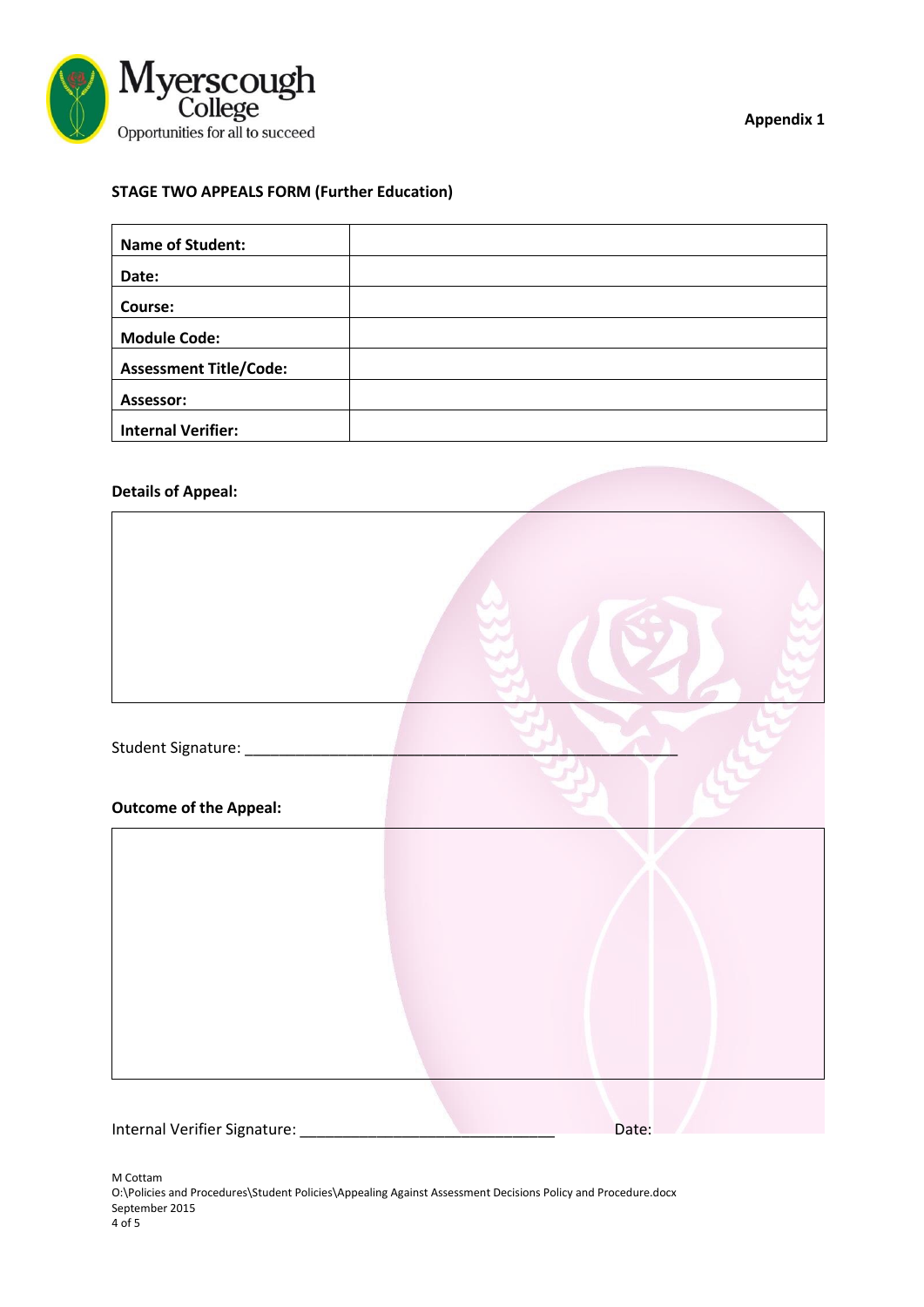Myerscough College
Opportunities for all to succeed

**Appendix 1**

**STAGE TWO APPEALS FORM (Further Education)**

| | |
|---|---|
| **Name of Student:** | |
| **Date:** | |
| **Course:** | |
| **Module Code:** | |
| **Assessment Title/Code:** | |
| **Assessor:** | |
| **Internal Verifier:** | |

**Details of Appeal:**

| |
|---|
| |

Student Signature: _______________________________________________

**Outcome of the Appeal:**

| |
|---|
| |

Internal Verifier Signature: ____________________________ Date:

M Cottam
O:\Policies and Procedures\Student Policies\Appealing Against Assessment Decisions Policy and Procedure.docx
September 2015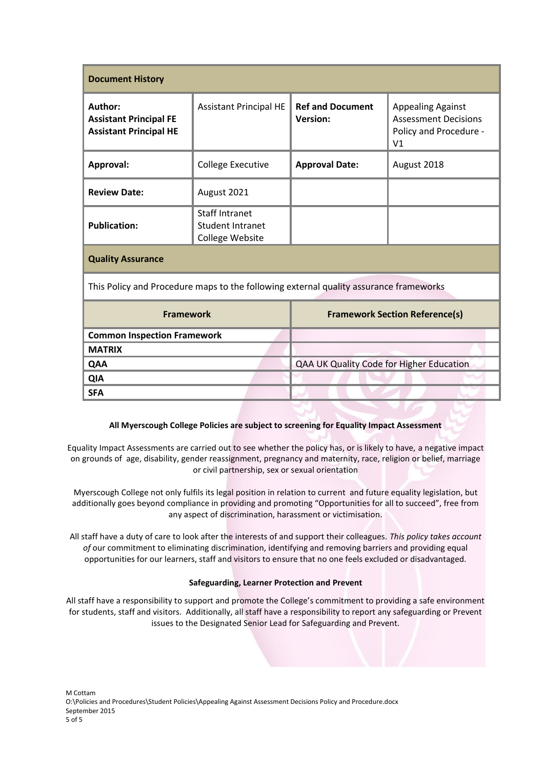| Document History | | | |
|---|---|---|---|
| **Author:**<br>**Assistant Principal FE**<br>**Assistant Principal HE** | Assistant Principal HE | **Ref and Document Version:** | Appealing Against Assessment Decisions Policy and Procedure - V1 |
| **Approval:** | College Executive | **Approval Date:** | August 2018 |
| **Review Date:** | August 2021 | | |
| **Publication:** | Staff Intranet<br>Student Intranet<br>College Website | | |

**Quality Assurance**

This Policy and Procedure maps to the following external quality assurance frameworks

| Framework | Framework Section Reference(s) |
|---|---|
| **Common Inspection Framework** | |
| **MATRIX** | |
| **QAA** | QAA UK Quality Code for Higher Education |
| **QIA** | |
| **SFA** | |

**All Myerscough College Policies are subject to screening for Equality Impact Assessment**

Equality Impact Assessments are carried out to see whether the policy has, or is likely to have, a negative impact on grounds of age, disability, gender reassignment, pregnancy and maternity, race, religion or belief, marriage or civil partnership, sex or sexual orientation

Myerscough College not only fulfils its legal position in relation to current and future equality legislation, but additionally goes beyond compliance in providing and promoting "Opportunities for all to succeed", free from any aspect of discrimination, harassment or victimisation.

All staff have a duty of care to look after the interests of and support their colleagues. *This policy takes account of* our commitment to eliminating discrimination, identifying and removing barriers and providing equal opportunities for our learners, staff and visitors to ensure that no one feels excluded or disadvantaged.

**Safeguarding, Learner Protection and Prevent**

All staff have a responsibility to support and promote the College's commitment to providing a safe environment for students, staff and visitors. Additionally, all staff have a responsibility to report any safeguarding or Prevent issues to the Designated Senior Lead for Safeguarding and Prevent.